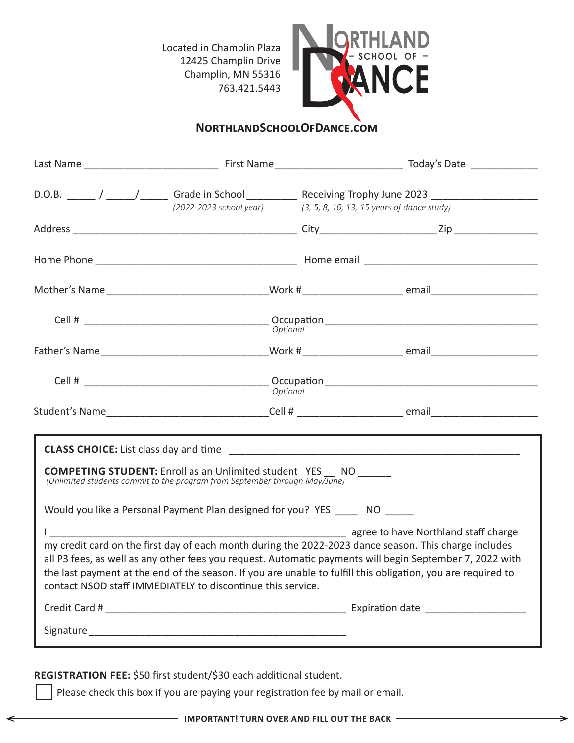Located in Champlin Plaza
12425 Champlin Drive
Champlin, MN 55316
763.421.5443

# NORTHLAND – SCHOOL OF – DANCE

**NORTHLANDSCHOOLOFDANCE.COM**

Last Name ________________________ First Name________________________ Today's Date ____________

D.O.B. _____ / _____/_____ Grade in School _________ Receiving Trophy June 2023 ___________________
*(2022-2023 school year)* *(3, 5, 8, 10, 13, 15 years of dance study)*

Address ________________________________________ City_____________________Zip _______________

Home Phone ____________________________________ Home email _______________________________

Mother's Name_____________________________Work #__________________ email___________________

Cell # _________________________________ Occupation ______________________________________
*Optional*

Father's Name______________________________Work #__________________ email___________________

Cell # _________________________________ Occupation ______________________________________
*Optional*

Student's Name_____________________________Cell # ___________________ email___________________

**CLASS CHOICE:** List class day and time _____________________________________________________

**COMPETING STUDENT:** Enroll as an Unlimited student YES __ NO ______
*(Unlimited students commit to the program from September through May/June)*

Would you like a Personal Payment Plan designed for you? YES ____ NO _____

I _______________________________________________________ agree to have Northland staff charge my credit card on the first day of each month during the 2022-2023 dance season. This charge includes all P3 fees, as well as any other fees you request. Automatic payments will begin September 7, 2022 with the last payment at the end of the season. If you are unable to fulfill this obligation, you are required to contact NSOD staff IMMEDIATELY to discontinue this service.

Credit Card # ____________________________________________ Expiration date __________________

Signature _______________________________________________

**REGISTRATION FEE:** $50 first student/$30 each additional student.

☐ Please check this box if you are paying your registration fee by mail or email.

**IMPORTANT! TURN OVER AND FILL OUT THE BACK**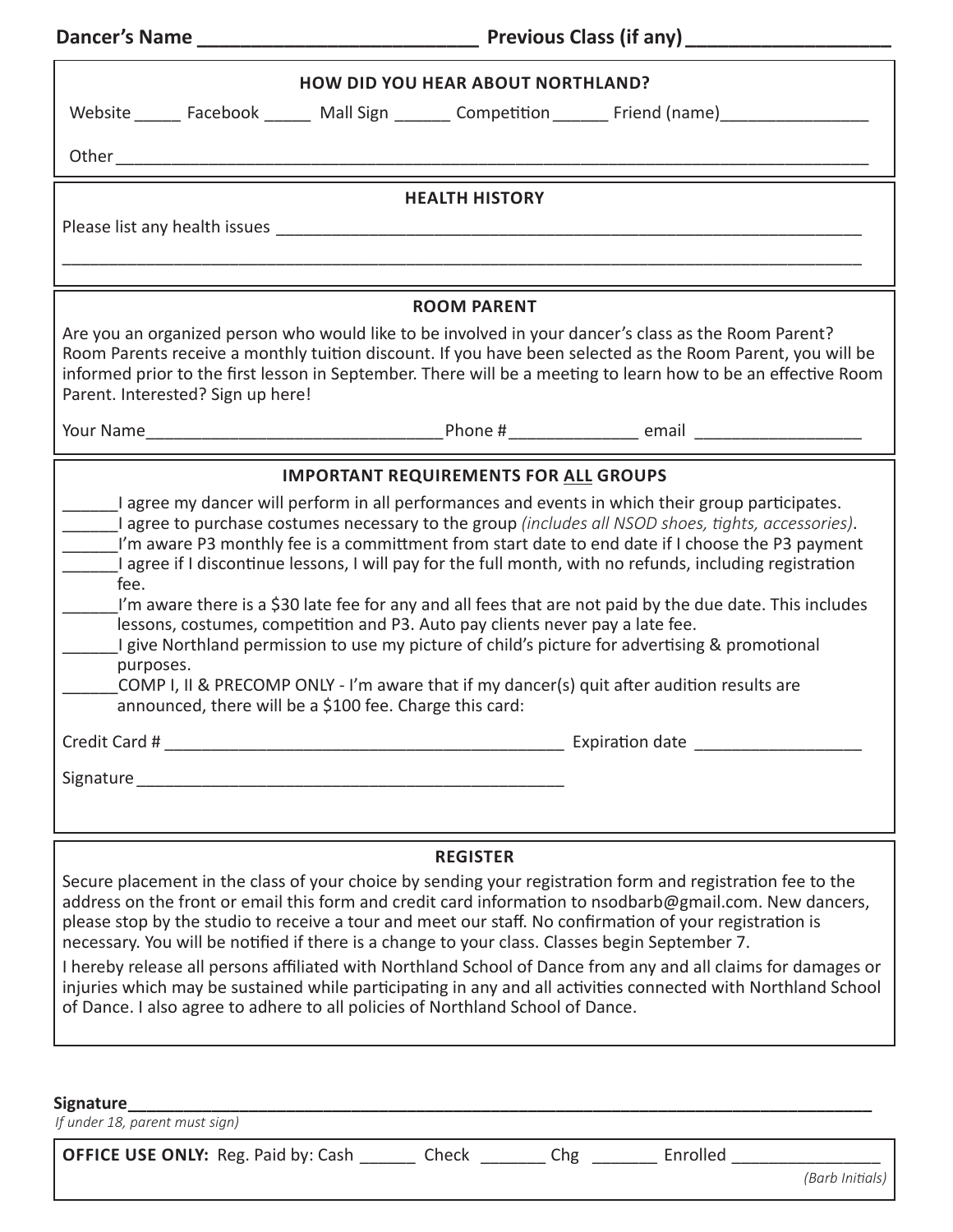**Dancer's Name** ___________________________ **Previous Class (if any)** ____________________

**HOW DID YOU HEAR ABOUT NORTHLAND?**

Website _____ Facebook _____ Mall Sign ______ Competition ______ Friend (name)________________

Other ________________________________________________________________________________

**HEALTH HISTORY**

Please list any health issues ____________________________________________________________

_____________________________________________________________________________________

**ROOM PARENT**

Are you an organized person who would like to be involved in your dancer's class as the Room Parent? Room Parents receive a monthly tuition discount. If you have been selected as the Room Parent, you will be informed prior to the first lesson in September. There will be a meeting to learn how to be an effective Room Parent. Interested? Sign up here!

Your Name________________________________Phone #______________ email __________________

**IMPORTANT REQUIREMENTS FOR ALL GROUPS**

______I agree my dancer will perform in all performances and events in which their group participates.
______I agree to purchase costumes necessary to the group *(includes all NSOD shoes, tights, accessories)*.
______I'm aware P3 monthly fee is a committment from start date to end date if I choose the P3 payment
______I agree if I discontinue lessons, I will pay for the full month, with no refunds, including registration fee.
______I'm aware there is a $30 late fee for any and all fees that are not paid by the due date. This includes lessons, costumes, competition and P3. Auto pay clients never pay a late fee.
______I give Northland permission to use my picture of child's picture for advertising & promotional purposes.
______COMP I, II & PRECOMP ONLY - I'm aware that if my dancer(s) quit after audition results are announced, there will be a $100 fee. Charge this card:

Credit Card # ____________________________________________ Expiration date __________________

Signature ______________________________________________

**REGISTER**

Secure placement in the class of your choice by sending your registration form and registration fee to the address on the front or email this form and credit card information to nsodbarb@gmail.com. New dancers, please stop by the studio to receive a tour and meet our staff. No confirmation of your registration is necessary. You will be notified if there is a change to your class. Classes begin September 7.

I hereby release all persons affiliated with Northland School of Dance from any and all claims for damages or injuries which may be sustained while participating in any and all activities connected with Northland School of Dance. I also agree to adhere to all policies of Northland School of Dance.

**Signature**_______________________________________________________________________________
*If under 18, parent must sign)*

**OFFICE USE ONLY:** Reg. Paid by: Cash ______ Check _______ Chg _______ Enrolled ________________
*(Barb Initials)*